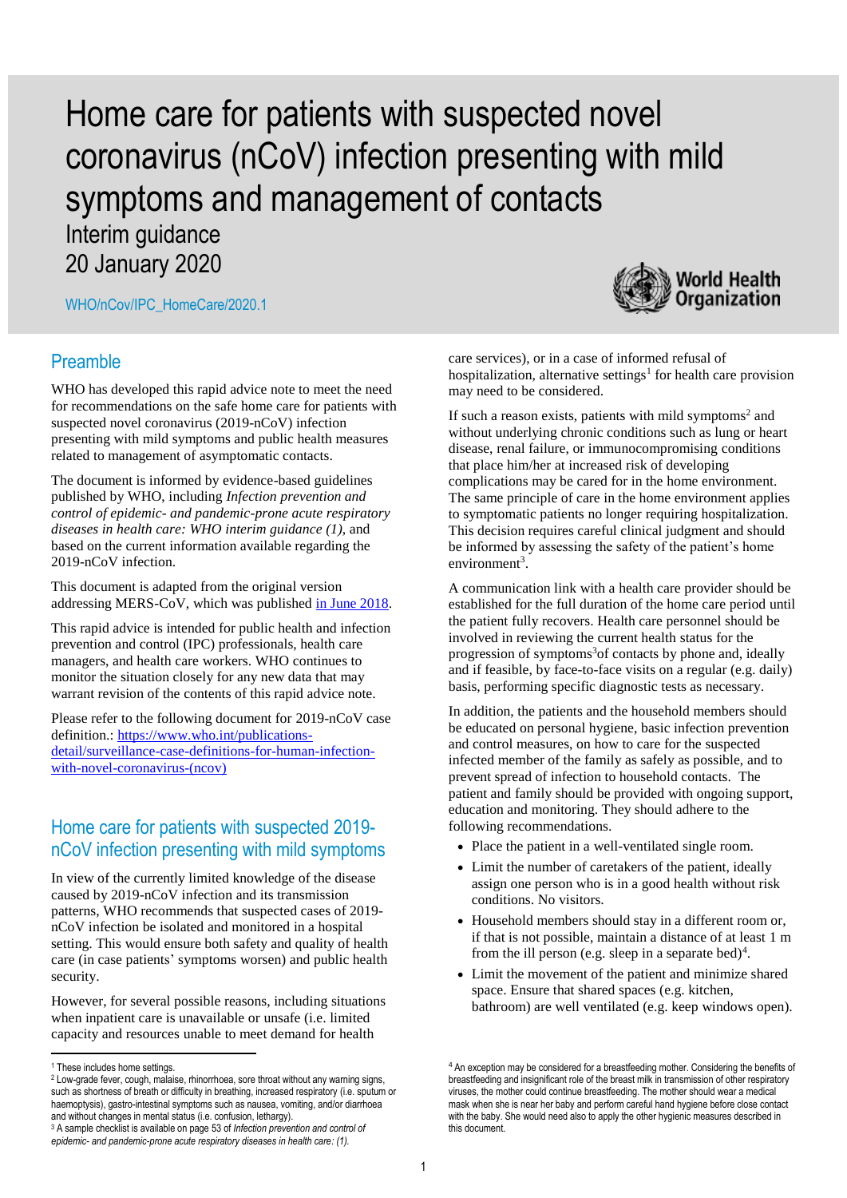# Home care for patients with suspected novel coronavirus (nCoV) infection presenting with mild symptoms and management of contacts

Interim guidance
20 January 2020

WHO/nCov/IPC_HomeCare/2020.1

World Health Organization

## Preamble

WHO has developed this rapid advice note to meet the need for recommendations on the safe home care for patients with suspected novel coronavirus (2019-nCoV) infection presenting with mild symptoms and public health measures related to management of asymptomatic contacts.

The document is informed by evidence-based guidelines published by WHO, including *Infection prevention and control of epidemic- and pandemic-prone acute respiratory diseases in health care: WHO interim guidance (1),* and based on the current information available regarding the 2019-nCoV infection.

This document is adapted from the original version addressing MERS-CoV, which was published [in June 2018](in June 2018).

This rapid advice is intended for public health and infection prevention and control (IPC) professionals, health care managers, and health care workers. WHO continues to monitor the situation closely for any new data that may warrant revision of the contents of this rapid advice note.

Please refer to the following document for 2019-nCoV case definition.: https://www.who.int/publications-detail/surveillance-case-definitions-for-human-infection-with-novel-coronavirus-(ncov)

## Home care for patients with suspected 2019-nCoV infection presenting with mild symptoms

In view of the currently limited knowledge of the disease caused by 2019-nCoV infection and its transmission patterns, WHO recommends that suspected cases of 2019-nCoV infection be isolated and monitored in a hospital setting. This would ensure both safety and quality of health care (in case patients' symptoms worsen) and public health security.

However, for several possible reasons, including situations when inpatient care is unavailable or unsafe (i.e. limited capacity and resources unable to meet demand for health care services), or in a case of informed refusal of hospitalization, alternative settings[1] for health care provision may need to be considered.

If such a reason exists, patients with mild symptoms[2] and without underlying chronic conditions such as lung or heart disease, renal failure, or immunocompromising conditions that place him/her at increased risk of developing complications may be cared for in the home environment. The same principle of care in the home environment applies to symptomatic patients no longer requiring hospitalization. This decision requires careful clinical judgment and should be informed by assessing the safety of the patient's home environment[3].

A communication link with a health care provider should be established for the full duration of the home care period until the patient fully recovers. Health care personnel should be involved in reviewing the current health status for the progression of symptoms[3]of contacts by phone and, ideally and if feasible, by face-to-face visits on a regular (e.g. daily) basis, performing specific diagnostic tests as necessary.

In addition, the patients and the household members should be educated on personal hygiene, basic infection prevention and control measures, on how to care for the suspected infected member of the family as safely as possible, and to prevent spread of infection to household contacts. The patient and family should be provided with ongoing support, education and monitoring. They should adhere to the following recommendations.

- Place the patient in a well-ventilated single room.
- Limit the number of caretakers of the patient, ideally assign one person who is in a good health without risk conditions. No visitors.
- Household members should stay in a different room or, if that is not possible, maintain a distance of at least 1 m from the ill person (e.g. sleep in a separate bed)[4].
- Limit the movement of the patient and minimize shared space. Ensure that shared spaces (e.g. kitchen, bathroom) are well ventilated (e.g. keep windows open).

---

[1] These includes home settings.

[2] Low-grade fever, cough, malaise, rhinorrhoea, sore throat without any warning signs, such as shortness of breath or difficulty in breathing, increased respiratory (i.e. sputum or haemoptysis), gastro-intestinal symptoms such as nausea, vomiting, and/or diarrhoea and without changes in mental status (i.e. confusion, lethargy).

[3] A sample checklist is available on page 53 of *Infection prevention and control of epidemic- and pandemic-prone acute respiratory diseases in health care: (1).*

[4] An exception may be considered for a breastfeeding mother. Considering the benefits of breastfeeding and insignificant role of the breast milk in transmission of other respiratory viruses, the mother could continue breastfeeding. The mother should wear a medical mask when she is near her baby and perform careful hand hygiene before close contact with the baby. She would need also to apply the other hygienic measures described in this document.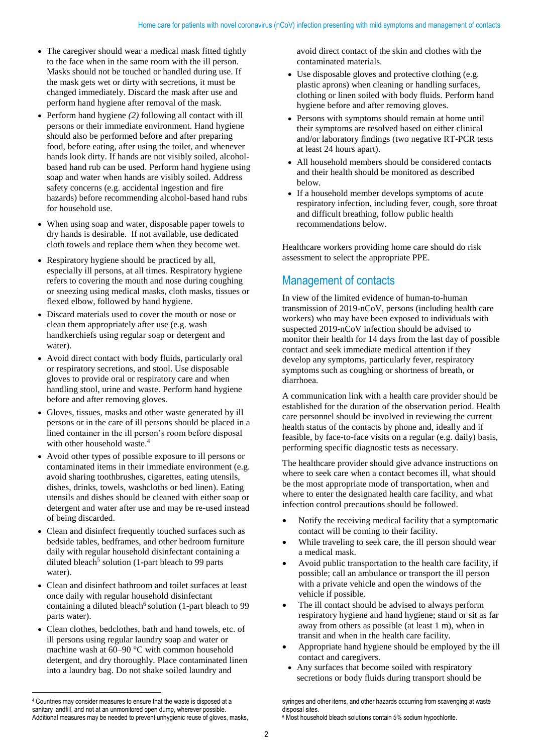- The caregiver should wear a medical mask fitted tightly to the face when in the same room with the ill person. Masks should not be touched or handled during use. If the mask gets wet or dirty with secretions, it must be changed immediately. Discard the mask after use and perform hand hygiene after removal of the mask.
- Perform hand hygiene *(2)* following all contact with ill persons or their immediate environment. Hand hygiene should also be performed before and after preparing food, before eating, after using the toilet, and whenever hands look dirty. If hands are not visibly soiled, alcohol-based hand rub can be used. Perform hand hygiene using soap and water when hands are visibly soiled. Address safety concerns (e.g. accidental ingestion and fire hazards) before recommending alcohol-based hand rubs for household use.
- When using soap and water, disposable paper towels to dry hands is desirable. If not available, use dedicated cloth towels and replace them when they become wet.
- Respiratory hygiene should be practiced by all, especially ill persons, at all times. Respiratory hygiene refers to covering the mouth and nose during coughing or sneezing using medical masks, cloth masks, tissues or flexed elbow, followed by hand hygiene.
- Discard materials used to cover the mouth or nose or clean them appropriately after use (e.g. wash handkerchiefs using regular soap or detergent and water).
- Avoid direct contact with body fluids, particularly oral or respiratory secretions, and stool. Use disposable gloves to provide oral or respiratory care and when handling stool, urine and waste. Perform hand hygiene before and after removing gloves.
- Gloves, tissues, masks and other waste generated by ill persons or in the care of ill persons should be placed in a lined container in the ill person's room before disposal with other household waste.[4]
- Avoid other types of possible exposure to ill persons or contaminated items in their immediate environment (e.g. avoid sharing toothbrushes, cigarettes, eating utensils, dishes, drinks, towels, washcloths or bed linen). Eating utensils and dishes should be cleaned with either soap or detergent and water after use and may be re-used instead of being discarded.
- Clean and disinfect frequently touched surfaces such as bedside tables, bedframes, and other bedroom furniture daily with regular household disinfectant containing a diluted bleach[5] solution (1-part bleach to 99 parts water).
- Clean and disinfect bathroom and toilet surfaces at least once daily with regular household disinfectant containing a diluted bleach[6] solution (1-part bleach to 99 parts water).
- Clean clothes, bedclothes, bath and hand towels, etc. of ill persons using regular laundry soap and water or machine wash at 60–90 °C with common household detergent, and dry thoroughly. Place contaminated linen into a laundry bag. Do not shake soiled laundry and avoid direct contact of the skin and clothes with the contaminated materials.
- Use disposable gloves and protective clothing (e.g. plastic aprons) when cleaning or handling surfaces, clothing or linen soiled with body fluids. Perform hand hygiene before and after removing gloves.
- Persons with symptoms should remain at home until their symptoms are resolved based on either clinical and/or laboratory findings (two negative RT-PCR tests at least 24 hours apart).
- All household members should be considered contacts and their health should be monitored as described below.
- If a household member develops symptoms of acute respiratory infection, including fever, cough, sore throat and difficult breathing, follow public health recommendations below.

Healthcare workers providing home care should do risk assessment to select the appropriate PPE.

## Management of contacts

In view of the limited evidence of human-to-human transmission of 2019-nCoV, persons (including health care workers) who may have been exposed to individuals with suspected 2019-nCoV infection should be advised to monitor their health for 14 days from the last day of possible contact and seek immediate medical attention if they develop any symptoms, particularly fever, respiratory symptoms such as coughing or shortness of breath, or diarrhoea.

A communication link with a health care provider should be established for the duration of the observation period. Health care personnel should be involved in reviewing the current health status of the contacts by phone and, ideally and if feasible, by face-to-face visits on a regular (e.g. daily) basis, performing specific diagnostic tests as necessary.

The healthcare provider should give advance instructions on where to seek care when a contact becomes ill, what should be the most appropriate mode of transportation, when and where to enter the designated health care facility, and what infection control precautions should be followed.

- Notify the receiving medical facility that a symptomatic contact will be coming to their facility.
- While traveling to seek care, the ill person should wear a medical mask.
- Avoid public transportation to the health care facility, if possible; call an ambulance or transport the ill person with a private vehicle and open the windows of the vehicle if possible.
- The ill contact should be advised to always perform respiratory hygiene and hand hygiene; stand or sit as far away from others as possible (at least 1 m), when in transit and when in the health care facility.
- Appropriate hand hygiene should be employed by the ill contact and caregivers.
- Any surfaces that become soiled with respiratory secretions or body fluids during transport should be

---

[4] Countries may consider measures to ensure that the waste is disposed at a sanitary landfill, and not at an unmonitored open dump, wherever possible. Additional measures may be needed to prevent unhygienic reuse of gloves, masks, syringes and other items, and other hazards occurring from scavenging at waste disposal sites.

[5] Most household bleach solutions contain 5% sodium hypochlorite.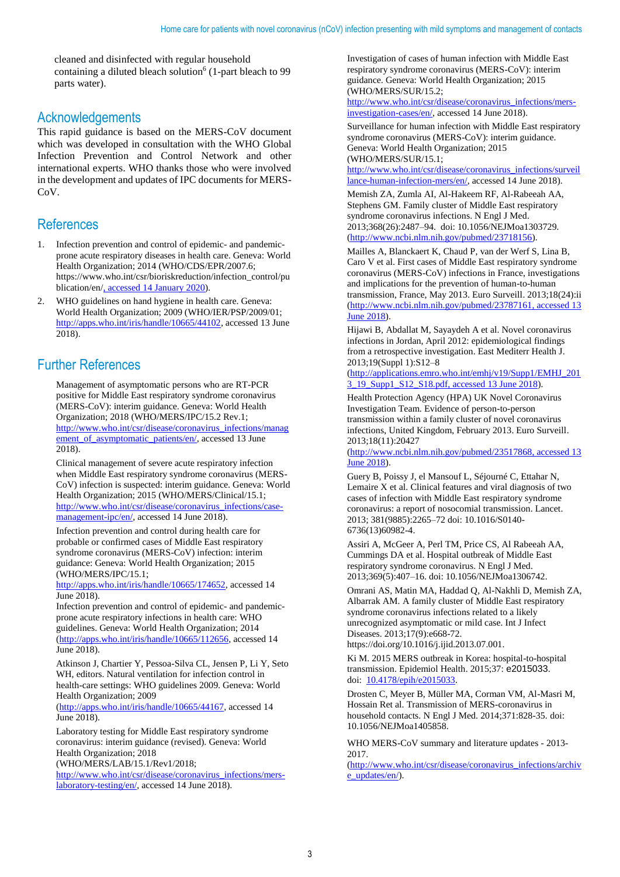cleaned and disinfected with regular household containing a diluted bleach solution[6] (1-part bleach to 99 parts water).

## Acknowledgements

This rapid guidance is based on the MERS-CoV document which was developed in consultation with the WHO Global Infection Prevention and Control Network and other international experts. WHO thanks those who were involved in the development and updates of IPC documents for MERS-CoV.

## References

1. Infection prevention and control of epidemic- and pandemic-prone acute respiratory diseases in health care. Geneva: World Health Organization; 2014 (WHO/CDS/EPR/2007.6; https://www.who.int/csr/bioriskreduction/infection_control/publication/en/, accessed 14 January 2020).
2. WHO guidelines on hand hygiene in health care. Geneva: World Health Organization; 2009 (WHO/IER/PSP/2009/01; http://apps.who.int/iris/handle/10665/44102, accessed 13 June 2018).

## Further References

Management of asymptomatic persons who are RT-PCR positive for Middle East respiratory syndrome coronavirus (MERS-CoV): interim guidance. Geneva: World Health Organization; 2018 (WHO/MERS/IPC/15.2 Rev.1; http://www.who.int/csr/disease/coronavirus_infections/management_of_asymptomatic_patients/en/, accessed 13 June 2018).

Clinical management of severe acute respiratory infection when Middle East respiratory syndrome coronavirus (MERS-CoV) infection is suspected: interim guidance. Geneva: World Health Organization; 2015 (WHO/MERS/Clinical/15.1; http://www.who.int/csr/disease/coronavirus_infections/case-management-ipc/en/, accessed 14 June 2018).

Infection prevention and control during health care for probable or confirmed cases of Middle East respiratory syndrome coronavirus (MERS-CoV) infection: interim guidance: Geneva: World Health Organization; 2015 (WHO/MERS/IPC/15.1; http://apps.who.int/iris/handle/10665/174652, accessed 14 June 2018).

Infection prevention and control of epidemic- and pandemic-prone acute respiratory infections in health care: WHO guidelines. Geneva: World Health Organization; 2014 (http://apps.who.int/iris/handle/10665/112656, accessed 14 June 2018).

Atkinson J, Chartier Y, Pessoa-Silva CL, Jensen P, Li Y, Seto WH, editors. Natural ventilation for infection control in health-care settings: WHO guidelines 2009. Geneva: World Health Organization; 2009 (http://apps.who.int/iris/handle/10665/44167, accessed 14 June 2018).

Laboratory testing for Middle East respiratory syndrome coronavirus: interim guidance (revised). Geneva: World Health Organization; 2018 (WHO/MERS/LAB/15.1/Rev1/2018; http://www.who.int/csr/disease/coronavirus_infections/mers-laboratory-testing/en/, accessed 14 June 2018).

Investigation of cases of human infection with Middle East respiratory syndrome coronavirus (MERS-CoV): interim guidance. Geneva: World Health Organization; 2015 (WHO/MERS/SUR/15.2; http://www.who.int/csr/disease/coronavirus_infections/mers-investigation-cases/en/, accessed 14 June 2018).

Surveillance for human infection with Middle East respiratory syndrome coronavirus (MERS-CoV): interim guidance. Geneva: World Health Organization; 2015 (WHO/MERS/SUR/15.1; http://www.who.int/csr/disease/coronavirus_infections/surveillance-human-infection-mers/en/, accessed 14 June 2018).

Memish ZA, Zumla AI, Al-Hakeem RF, Al-Rabeeah AA, Stephens GM. Family cluster of Middle East respiratory syndrome coronavirus infections. N Engl J Med. 2013;368(26):2487–94. doi: 10.1056/NEJMoa1303729. (http://www.ncbi.nlm.nih.gov/pubmed/23718156).

Mailles A, Blanckaert K, Chaud P, van der Werf S, Lina B, Caro V et al. First cases of Middle East respiratory syndrome coronavirus (MERS-CoV) infections in France, investigations and implications for the prevention of human-to-human transmission, France, May 2013. Euro Surveill. 2013;18(24):ii (http://www.ncbi.nlm.nih.gov/pubmed/23787161, accessed 13 June 2018).

Hijawi B, Abdallat M, Sayaydeh A et al. Novel coronavirus infections in Jordan, April 2012: epidemiological findings from a retrospective investigation. East Mediterr Health J. 2013;19(Suppl 1):S12–8 (http://applications.emro.who.int/emhj/v19/Supp1/EMHJ_2013_19_Supp1_S12_S18.pdf, accessed 13 June 2018).

Health Protection Agency (HPA) UK Novel Coronavirus Investigation Team. Evidence of person-to-person transmission within a family cluster of novel coronavirus infections, United Kingdom, February 2013. Euro Surveill. 2013;18(11):20427 (http://www.ncbi.nlm.nih.gov/pubmed/23517868, accessed 13 June 2018).

Guery B, Poissy J, el Mansouf L, Séjourné C, Ettahar N, Lemaire X et al. Clinical features and viral diagnosis of two cases of infection with Middle East respiratory syndrome coronavirus: a report of nosocomial transmission. Lancet. 2013; 381(9885):2265–72 doi: 10.1016/S0140-6736(13)60982-4.

Assiri A, McGeer A, Perl TM, Price CS, Al Rabeeah AA, Cummings DA et al. Hospital outbreak of Middle East respiratory syndrome coronavirus. N Engl J Med. 2013;369(5):407–16. doi: 10.1056/NEJMoa1306742.

Omrani AS, Matin MA, Haddad Q, Al-Nakhli D, Memish ZA, Albarrak AM. A family cluster of Middle East respiratory syndrome coronavirus infections related to a likely unrecognized asymptomatic or mild case. Int J Infect Diseases. 2013;17(9):e668-72. https://doi.org/10.1016/j.ijid.2013.07.001.

Ki M. 2015 MERS outbreak in Korea: hospital-to-hospital transmission. Epidemiol Health. 2015;37: e2015033. doi: 10.4178/epih/e2015033.

Drosten C, Meyer B, Müller MA, Corman VM, Al-Masri M, Hossain Ret al. Transmission of MERS-coronavirus in household contacts. N Engl J Med. 2014;371:828-35. doi: 10.1056/NEJMoa1405858.

WHO MERS-CoV summary and literature updates - 2013-2017. (http://www.who.int/csr/disease/coronavirus_infections/archive_updates/en/).